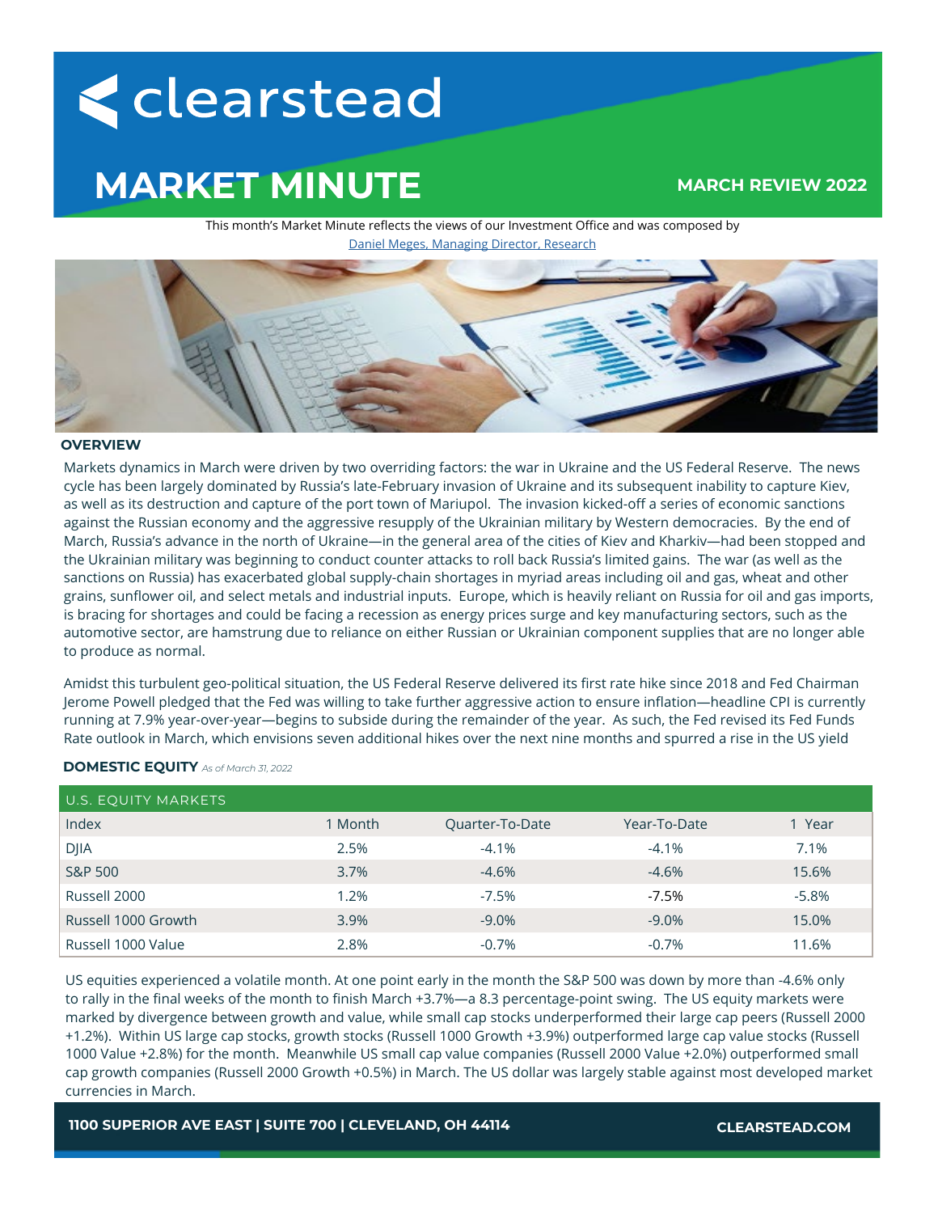# clearstead

# MARKET MINUTE

**MARCH REVIEW 2022**

This month's Market Minute reflects the views of our Investment Office and was composed by [Daniel Meges, Managing Director, Research]

## OVERVIEW

Markets dynamics in March were driven by two overriding factors: the war in Ukraine and the US Federal Reserve. The news cycle has been largely dominated by Russia's late-February invasion of Ukraine and its subsequent inability to capture Kiev, as well as its destruction and capture of the port town of Mariupol. The invasion kicked-off a series of economic sanctions against the Russian economy and the aggressive resupply of the Ukrainian military by Western democracies. By the end of March, Russia's advance in the north of Ukraine—in the general area of the cities of Kiev and Kharkiv—had been stopped and the Ukrainian military was beginning to conduct counter attacks to roll back Russia's limited gains. The war (as well as the sanctions on Russia) has exacerbated global supply-chain shortages in myriad areas including oil and gas, wheat and other grains, sunflower oil, and select metals and industrial inputs. Europe, which is heavily reliant on Russia for oil and gas imports, is bracing for shortages and could be facing a recession as energy prices surge and key manufacturing sectors, such as the automotive sector, are hamstrung due to reliance on either Russian or Ukrainian component supplies that are no longer able to produce as normal.

Amidst this turbulent geo-political situation, the US Federal Reserve delivered its first rate hike since 2018 and Fed Chairman Jerome Powell pledged that the Fed was willing to take further aggressive action to ensure inflation—headline CPI is currently running at 7.9% year-over-year—begins to subside during the remainder of the year. As such, the Fed revised its Fed Funds Rate outlook in March, which envisions seven additional hikes over the next nine months and spurred a rise in the US yield

## DOMESTIC EQUITY *As of March 31, 2022*

| U.S. EQUITY MARKETS | | | | |
|---|---|---|---|---|
| Index | 1 Month | Quarter-To-Date | Year-To-Date | 1 Year |
| DJIA | 2.5% | -4.1% | -4.1% | 7.1% |
| S&P 500 | 3.7% | -4.6% | -4.6% | 15.6% |
| Russell 2000 | 1.2% | -7.5% | -7.5% | -5.8% |
| Russell 1000 Growth | 3.9% | -9.0% | -9.0% | 15.0% |
| Russell 1000 Value | 2.8% | -0.7% | -0.7% | 11.6% |

US equities experienced a volatile month. At one point early in the month the S&P 500 was down by more than -4.6% only to rally in the final weeks of the month to finish March +3.7%—a 8.3 percentage-point swing. The US equity markets were marked by divergence between growth and value, while small cap stocks underperformed their large cap peers (Russell 2000 +1.2%). Within US large cap stocks, growth stocks (Russell 1000 Growth +3.9%) outperformed large cap value stocks (Russell 1000 Value +2.8%) for the month. Meanwhile US small cap value companies (Russell 2000 Value +2.0%) outperformed small cap growth companies (Russell 2000 Growth +0.5%) in March. The US dollar was largely stable against most developed market currencies in March.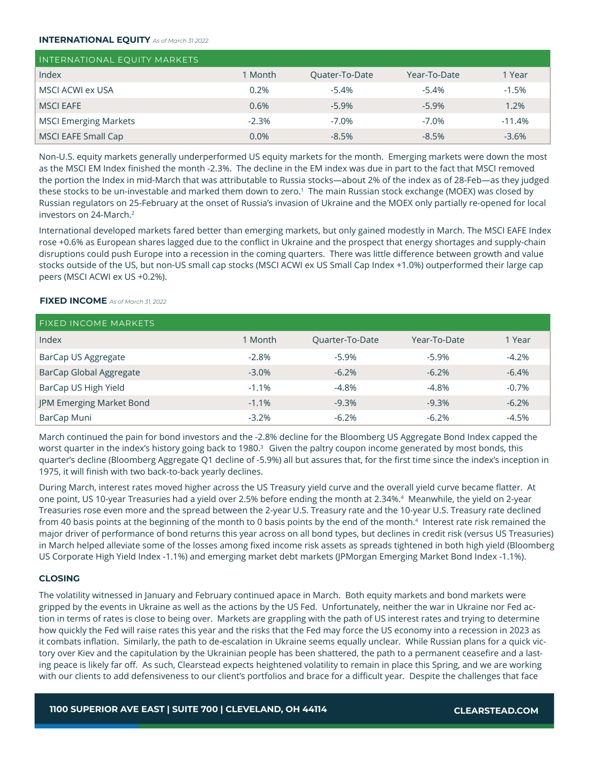## INTERNATIONAL EQUITY *As of March 31 2022*

| INTERNATIONAL EQUITY MARKETS | | | | |
|---|---|---|---|---|
| Index | 1 Month | Quater-To-Date | Year-To-Date | 1 Year |
| MSCI ACWI ex USA | 0.2% | -5.4% | -5.4% | -1.5% |
| MSCI EAFE | 0.6% | -5.9% | -5.9% | 1.2% |
| MSCI Emerging Markets | -2.3% | -7.0% | -7.0% | -11.4% |
| MSCI EAFE Small Cap | 0.0% | -8.5% | -8.5% | -3.6% |

Non-U.S. equity markets generally underperformed US equity markets for the month. Emerging markets were down the most as the MSCI EM Index finished the month -2.3%. The decline in the EM index was due in part to the fact that MSCI removed the portion the Index in mid-March that was attributable to Russia stocks—about 2% of the index as of 28-Feb—as they judged these stocks to be un-investable and marked them down to zero.[1] The main Russian stock exchange (MOEX) was closed by Russian regulators on 25-February at the onset of Russia's invasion of Ukraine and the MOEX only partially re-opened for local investors on 24-March.[2]

International developed markets fared better than emerging markets, but only gained modestly in March. The MSCI EAFE Index rose +0.6% as European shares lagged due to the conflict in Ukraine and the prospect that energy shortages and supply-chain disruptions could push Europe into a recession in the coming quarters. There was little difference between growth and value stocks outside of the US, but non-US small cap stocks (MSCI ACWI ex US Small Cap Index +1.0%) outperformed their large cap peers (MSCI ACWI ex US +0.2%).

## FIXED INCOME *As of March 31, 2022*

| FIXED INCOME MARKETS | | | | |
|---|---|---|---|---|
| Index | 1 Month | Quarter-To-Date | Year-To-Date | 1 Year |
| BarCap US Aggregate | -2.8% | -5.9% | -5.9% | -4.2% |
| BarCap Global Aggregate | -3.0% | -6.2% | -6.2% | -6.4% |
| BarCap US High Yield | -1.1% | -4.8% | -4.8% | -0.7% |
| JPM Emerging Market Bond | -1.1% | -9.3% | -9.3% | -6.2% |
| BarCap Muni | -3.2% | -6.2% | -6.2% | -4.5% |

March continued the pain for bond investors and the -2.8% decline for the Bloomberg US Aggregate Bond Index capped the worst quarter in the index's history going back to 1980.[3] Given the paltry coupon income generated by most bonds, this quarter's decline (Bloomberg Aggregate Q1 decline of -5.9%) all but assures that, for the first time since the index's inception in 1975, it will finish with two back-to-back yearly declines.

During March, interest rates moved higher across the US Treasury yield curve and the overall yield curve became flatter. At one point, US 10-year Treasuries had a yield over 2.5% before ending the month at 2.34%.[4] Meanwhile, the yield on 2-year Treasuries rose even more and the spread between the 2-year U.S. Treasury rate and the 10-year U.S. Treasury rate declined from 40 basis points at the beginning of the month to 0 basis points by the end of the month.[4] Interest rate risk remained the major driver of performance of bond returns this year across on all bond types, but declines in credit risk (versus US Treasuries) in March helped alleviate some of the losses among fixed income risk assets as spreads tightened in both high yield (Bloomberg US Corporate High Yield Index -1.1%) and emerging market debt markets (JPMorgan Emerging Market Bond Index -1.1%).

## CLOSING

The volatility witnessed in January and February continued apace in March. Both equity markets and bond markets were gripped by the events in Ukraine as well as the actions by the US Fed. Unfortunately, neither the war in Ukraine nor Fed action in terms of rates is close to being over. Markets are grappling with the path of US interest rates and trying to determine how quickly the Fed will raise rates this year and the risks that the Fed may force the US economy into a recession in 2023 as it combats inflation. Similarly, the path to de-escalation in Ukraine seems equally unclear. While Russian plans for a quick victory over Kiev and the capitulation by the Ukrainian people has been shattered, the path to a permanent ceasefire and a lasting peace is likely far off. As such, Clearstead expects heightened volatility to remain in place this Spring, and we are working with our clients to add defensiveness to our client's portfolios and brace for a difficult year. Despite the challenges that face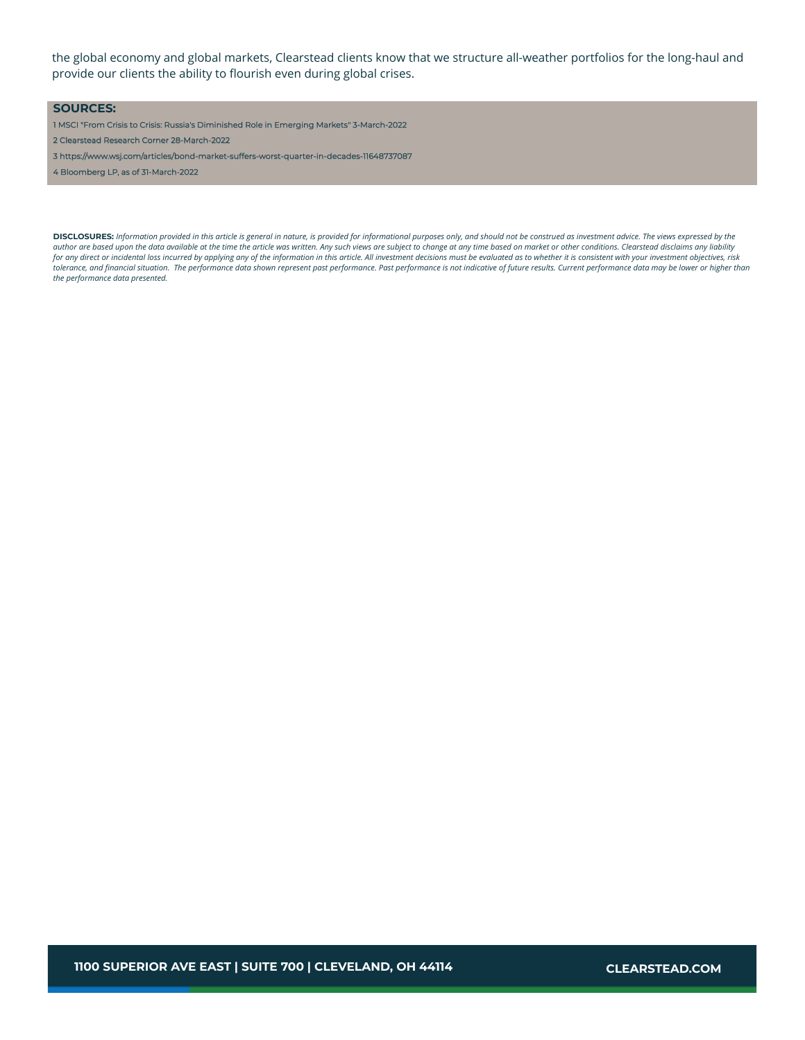the global economy and global markets, Clearstead clients know that we structure all-weather portfolios for the long-haul and provide our clients the ability to flourish even during global crises.

**SOURCES:**

1 MSCI "From Crisis to Crisis: Russia's Diminished Role in Emerging Markets" 3-March-2022

2 Clearstead Research Corner 28-March-2022

3 https://www.wsj.com/articles/bond-market-suffers-worst-quarter-in-decades-11648737087

4 Bloomberg LP, as of 31-March-2022

**DISCLOSURES:** *Information provided in this article is general in nature, is provided for informational purposes only, and should not be construed as investment advice. The views expressed by the author are based upon the data available at the time the article was written. Any such views are subject to change at any time based on market or other conditions. Clearstead disclaims any liability for any direct or incidental loss incurred by applying any of the information in this article. All investment decisions must be evaluated as to whether it is consistent with your investment objectives, risk tolerance, and financial situation. The performance data shown represent past performance. Past performance is not indicative of future results. Current performance data may be lower or higher than the performance data presented.*

**1100 SUPERIOR AVE EAST | SUITE 700 | CLEVELAND, OH 44114** **CLEARSTEAD.COM**